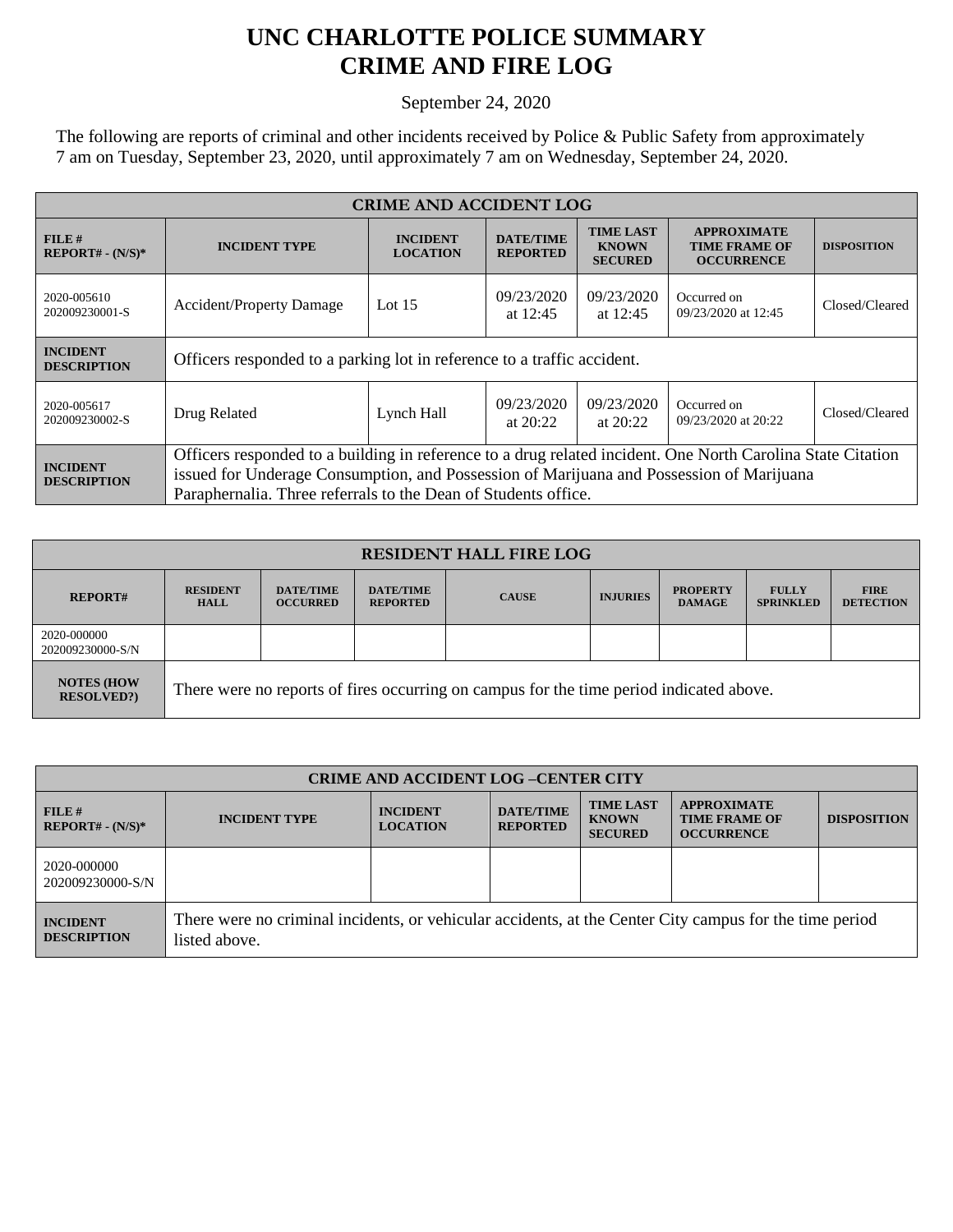# UNC CHARLOTTE POLICE SUMMARY
# CRIME AND FIRE LOG

September 24, 2020

The following are reports of criminal and other incidents received by Police & Public Safety from approximately 7 am on Tuesday, September 23, 2020, until approximately 7 am on Wednesday, September 24, 2020.

| CRIME AND ACCIDENT LOG | | | | | | |
|---|---|---|---|---|---|---|
| **FILE # REPORT# - (N/S)*** | **INCIDENT TYPE** | **INCIDENT LOCATION** | **DATE/TIME REPORTED** | **TIME LAST KNOWN SECURED** | **APPROXIMATE TIME FRAME OF OCCURRENCE** | **DISPOSITION** |
| 2020-005610 202009230001-S | Accident/Property Damage | Lot 15 | 09/23/2020 at 12:45 | 09/23/2020 at 12:45 | Occurred on 09/23/2020 at 12:45 | Closed/Cleared |
| **INCIDENT DESCRIPTION** | Officers responded to a parking lot in reference to a traffic accident. | | | | | |
| 2020-005617 202009230002-S | Drug Related | Lynch Hall | 09/23/2020 at 20:22 | 09/23/2020 at 20:22 | Occurred on 09/23/2020 at 20:22 | Closed/Cleared |
| **INCIDENT DESCRIPTION** | Officers responded to a building in reference to a drug related incident. One North Carolina State Citation issued for Underage Consumption, and Possession of Marijuana and Possession of Marijuana Paraphernalia. Three referrals to the Dean of Students office. | | | | | |

| RESIDENT HALL FIRE LOG | | | | | | | | |
|---|---|---|---|---|---|---|---|---|
| **REPORT#** | **RESIDENT HALL** | **DATE/TIME OCCURRED** | **DATE/TIME REPORTED** | **CAUSE** | **INJURIES** | **PROPERTY DAMAGE** | **FULLY SPRINKLED** | **FIRE DETECTION** |
| 2020-000000 202009230000-S/N | | | | | | | | |
| **NOTES (HOW RESOLVED?)** | There were no reports of fires occurring on campus for the time period indicated above. | | | | | | | |

| CRIME AND ACCIDENT LOG –CENTER CITY | | | | | | |
|---|---|---|---|---|---|---|
| **FILE # REPORT# - (N/S)*** | **INCIDENT TYPE** | **INCIDENT LOCATION** | **DATE/TIME REPORTED** | **TIME LAST KNOWN SECURED** | **APPROXIMATE TIME FRAME OF OCCURRENCE** | **DISPOSITION** |
| 2020-000000 202009230000-S/N | | | | | | |
| **INCIDENT DESCRIPTION** | There were no criminal incidents, or vehicular accidents, at the Center City campus for the time period listed above. | | | | | |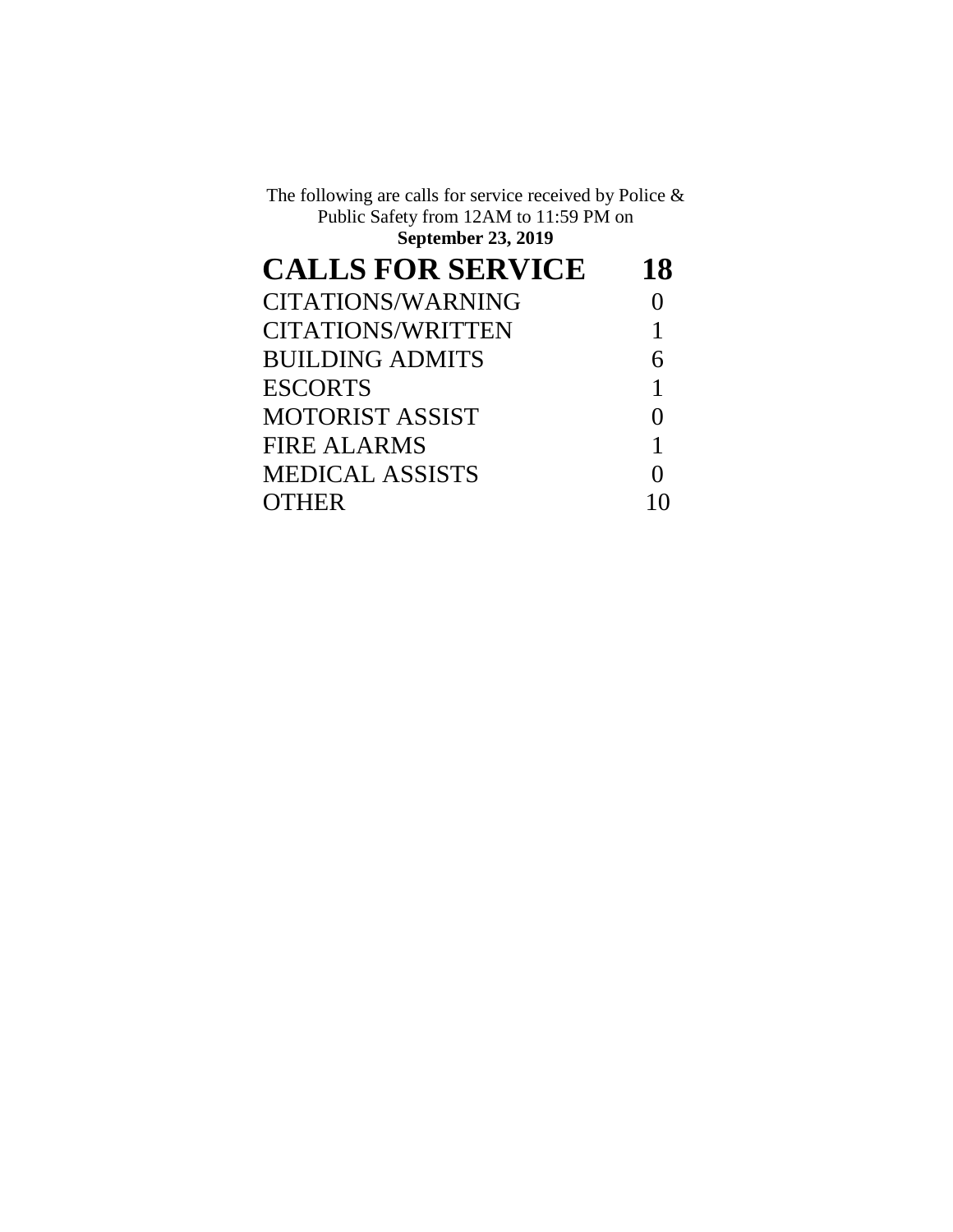The following are calls for service received by Police & Public Safety from 12AM to 11:59 PM on

**September 23, 2019**

| | |
|---|---|
| **CALLS FOR SERVICE** | **18** |
| CITATIONS/WARNING | 0 |
| CITATIONS/WRITTEN | 1 |
| BUILDING ADMITS | 6 |
| ESCORTS | 1 |
| MOTORIST ASSIST | 0 |
| FIRE ALARMS | 1 |
| MEDICAL ASSISTS | 0 |
| OTHER | 10 |